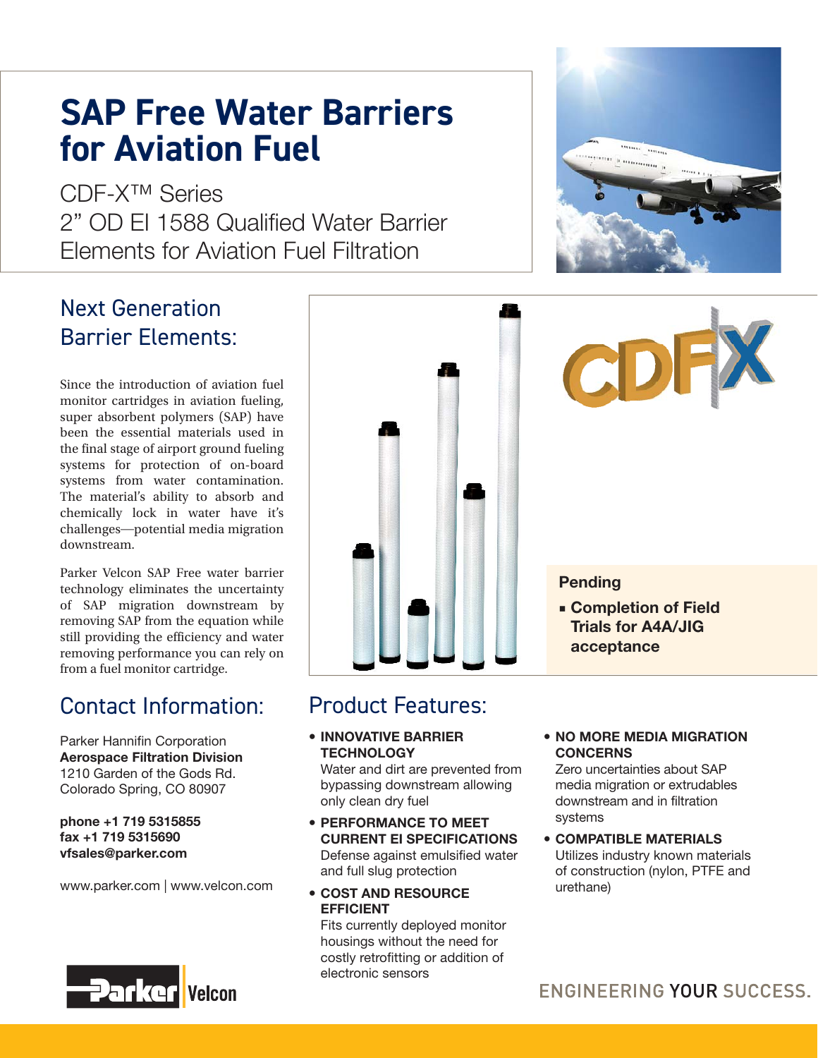# SAP Free Water Barriers for Aviation Fuel

CDF-X™ Series
2" OD EI 1588 Qualified Water Barrier Elements for Aviation Fuel Filtration

## Next Generation Barrier Elements:

Since the introduction of aviation fuel monitor cartridges in aviation fueling, super absorbent polymers (SAP) have been the essential materials used in the final stage of airport ground fueling systems for protection of on-board systems from water contamination. The material's ability to absorb and chemically lock in water have it's challenges—potential media migration downstream.

Parker Velcon SAP Free water barrier technology eliminates the uncertainty of SAP migration downstream by removing SAP from the equation while still providing the efficiency and water removing performance you can rely on from a fuel monitor cartridge.

CDFX

**Pending**

- **Completion of Field Trials for A4A/JIG acceptance**

## Contact Information:

Parker Hannifin Corporation
**Aerospace Filtration Division**
1210 Garden of the Gods Rd.
Colorado Spring, CO 80907

**phone +1 719 5315855**
**fax +1 719 5315690**
**vfsales@parker.com**

www.parker.com | www.velcon.com

## Product Features:

- **INNOVATIVE BARRIER TECHNOLOGY**
  Water and dirt are prevented from bypassing downstream allowing only clean dry fuel
- **PERFORMANCE TO MEET CURRENT EI SPECIFICATIONS**
  Defense against emulsified water and full slug protection
- **COST AND RESOURCE EFFICIENT**
  Fits currently deployed monitor housings without the need for costly retrofitting or addition of electronic sensors
- **NO MORE MEDIA MIGRATION CONCERNS**
  Zero uncertainties about SAP media migration or extrudables downstream and in filtration systems
- **COMPATIBLE MATERIALS**
  Utilizes industry known materials of construction (nylon, PTFE and urethane)

Parker Velcon

ENGINEERING YOUR SUCCESS.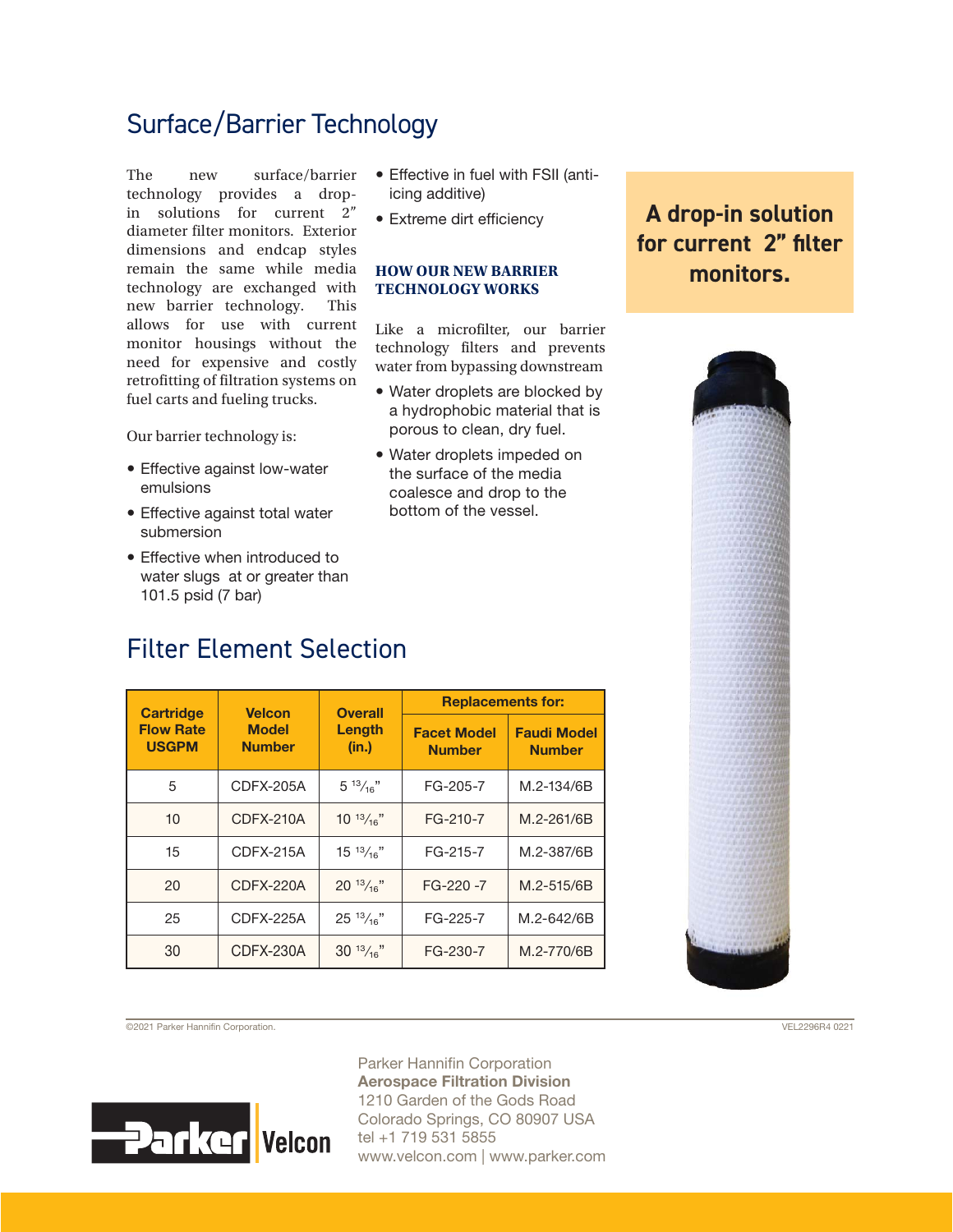# Surface/Barrier Technology

The new surface/barrier technology provides a drop-in solutions for current 2" diameter filter monitors. Exterior dimensions and endcap styles remain the same while media technology are exchanged with new barrier technology. This allows for use with current monitor housings without the need for expensive and costly retrofitting of filtration systems on fuel carts and fueling trucks.

Our barrier technology is:

- Effective against low-water emulsions
- Effective against total water submersion
- Effective when introduced to water slugs at or greater than 101.5 psid (7 bar)
- Effective in fuel with FSII (anti-icing additive)
- Extreme dirt efficiency

### HOW OUR NEW BARRIER TECHNOLOGY WORKS

Like a microfilter, our barrier technology filters and prevents water from bypassing downstream

- Water droplets are blocked by a hydrophobic material that is porous to clean, dry fuel.
- Water droplets impeded on the surface of the media coalesce and drop to the bottom of the vessel.

**A drop-in solution for current 2" filter monitors.**

# Filter Element Selection

| Cartridge Flow Rate USGPM | Velcon Model Number | Overall Length (in.) | Replacements for: | |
|---|---|---|---|---|
| | | | Facet Model Number | Faudi Model Number |
| 5 | CDFX-205A | 5 13/16" | FG-205-7 | M.2-134/6B |
| 10 | CDFX-210A | 10 13/16" | FG-210-7 | M.2-261/6B |
| 15 | CDFX-215A | 15 13/16" | FG-215-7 | M.2-387/6B |
| 20 | CDFX-220A | 20 13/16" | FG-220 -7 | M.2-515/6B |
| 25 | CDFX-225A | 25 13/16" | FG-225-7 | M.2-642/6B |
| 30 | CDFX-230A | 30 13/16" | FG-230-7 | M.2-770/6B |

©2021 Parker Hannifin Corporation.

VEL2296R4 0221

Parker Velcon

Parker Hannifin Corporation
**Aerospace Filtration Division**
1210 Garden of the Gods Road
Colorado Springs, CO 80907 USA
tel +1 719 531 5855
www.velcon.com | www.parker.com